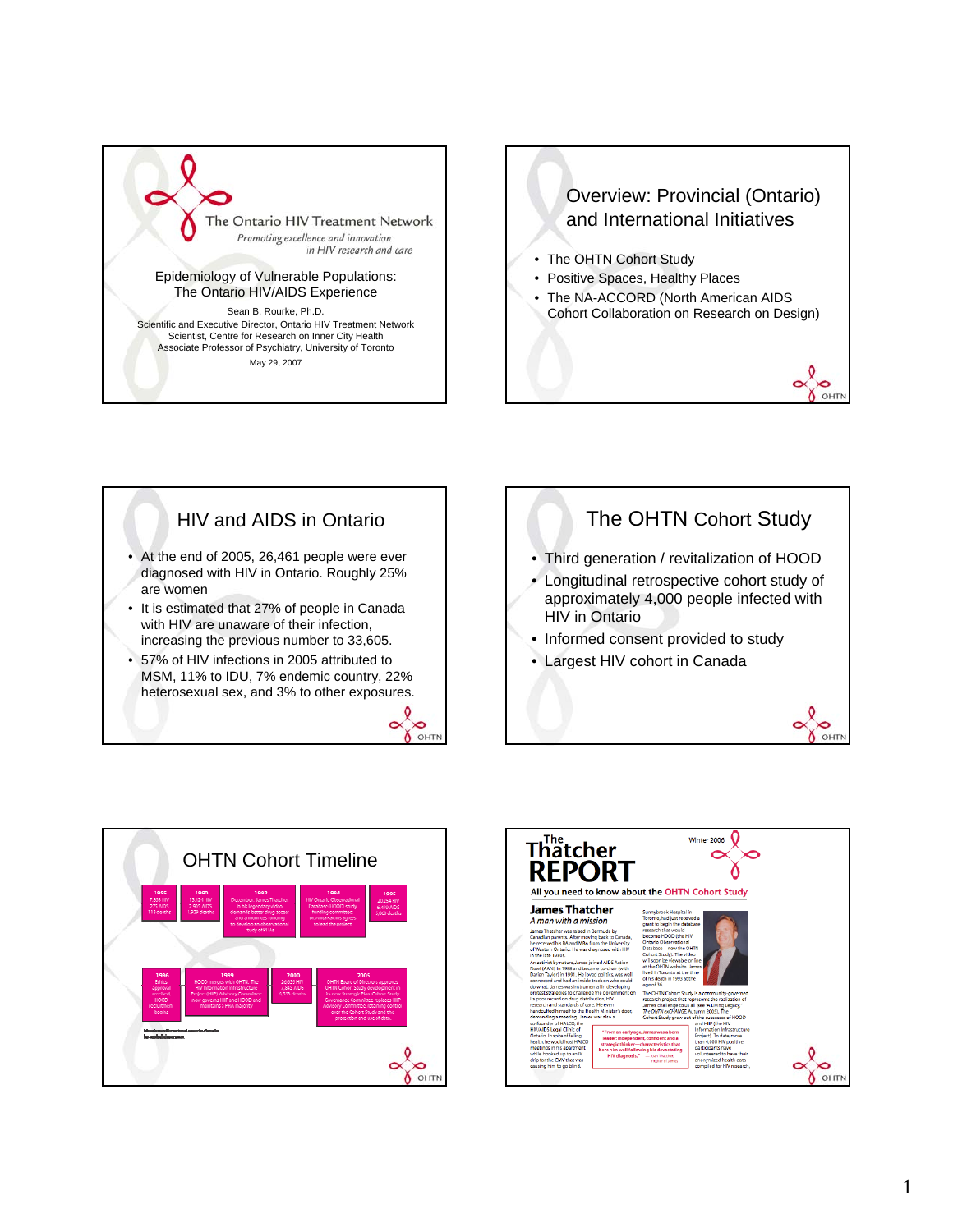# The Ontario HIV Treatment Network

*Promoting excellence and innovation in HIV research and care*

Epidemiology of Vulnerable Populations: The Ontario HIV/AIDS Experience

Sean B. Rourke, Ph.D.
Scientific and Executive Director, Ontario HIV Treatment Network
Scientist, Centre for Research on Inner City Health
Associate Professor of Psychiatry, University of Toronto

May 29, 2007

---

## Overview: Provincial (Ontario) and International Initiatives

- The OHTN Cohort Study
- Positive Spaces, Healthy Places
- The NA-ACCORD (North American AIDS Cohort Collaboration on Research on Design)

---

## HIV and AIDS in Ontario

- At the end of 2005, 26,461 people were ever diagnosed with HIV in Ontario. Roughly 25% are women
- It is estimated that 27% of people in Canada with HIV are unaware of their infection, increasing the previous number to 33,605.
- 57% of HIV infections in 2005 attributed to MSM, 11% to IDU, 7% endemic country, 22% heterosexual sex, and 3% to other exposures.

---

## The OHTN Cohort Study

- Third generation / revitalization of HOOD
- Longitudinal retrospective cohort study of approximately 4,000 people infected with HIV in Ontario
- Informed consent provided to study
- Largest HIV cohort in Canada

---

## OHTN Cohort Timeline

| 1985 | 1990 | 1993 | 1994 | 1995 |
|---|---|---|---|---|
| 7,803 HIV 275 AIDS 113 deaths | 13,121 HIV 2,960 AIDS 1,929 deaths | December: James Thatcher in his legendary video, demands better drug access and announces funding to develop an observational study of PHAs | HIV Ontario Observational Database (HOOD) study funding committed; Dr. Anita Rachlis agrees to lead the project | 20,254 HIV 6,419 AIDS 5,060 deaths |

| 1996 | 1999 | 2000 | 2005 |
|---|---|---|---|
| Ethics approval received; HOOD recruitment begins | HOOD merges with OHTN. The HIV Information Infrastructure Project (HIIP) Advisory Committee now governs HIIP and HOOD and maintains a PHA majority | 26,659 HIV 7,845 AIDS 6,323 deaths | OHTN Board of Directors approves OHTN Cohort Study development in its new Strategic Plan. Cohort Study Governance Committee replaces HIIP Advisory Committee, retaining control over the Cohort Study and the protection and use of data. |

---

# The Thatcher REPORT

Winter 2006

All you need to know about the OHTN Cohort Study

### James Thatcher

*A man with a mission*

James Thatcher was raised in Bermuda by Canadian parents. After moving back to Canada, he received his BA and MBA from the University of Western Ontario. He was diagnosed with HIV in the late 1980s.

An activist by nature, James joined AIDS Action Now! (AAN!) in 1988 and became co-chair (with Darien Taylor) in 1991. He loved politics, was well connected and had an inside track on who could do what. James was instrumental in developing protest strategies to challenge the government on its poor record on drug distribution, HIV research and standards of care. He even handcuffed himself to the Health Minister's door demanding a meeting. James was also a co-founder of HALCO, the HIV/AIDS Legal Clinic of Ontario. In spite of failing health, he would host HALCO meetings in his apartment while hooked up to an IV drip for the CMV that was causing him to go blind.

Sunnybrook Hospital in Toronto, had just received a grant to begin the database research that would become HOOD (the HIV Ontario Observational Database—now the OHTN Cohort Study). The video will soon be viewable online at the OHTN website. James lived in Toronto at the time of his death in 1993 at the age of 36.

The OHTN Cohort Study is a community-governed research project that represents the realization of James' challenge to us all (see "A Living Legacy," The OHTN exCHANGE Autumn 2005). The Cohort Study grew out of the successes of HOOD and HIIP (the HIV Information Infrastructure Project). To date, more than 4,000 HIV-positive participants have volunteered to have their anonymized health data compiled for HIV research.

"From an early age, James was a born leader: independent, confident and a strategic thinker—characteristics that bore him well following his devastating HIV diagnosis." — Joan Thatcher, mother of James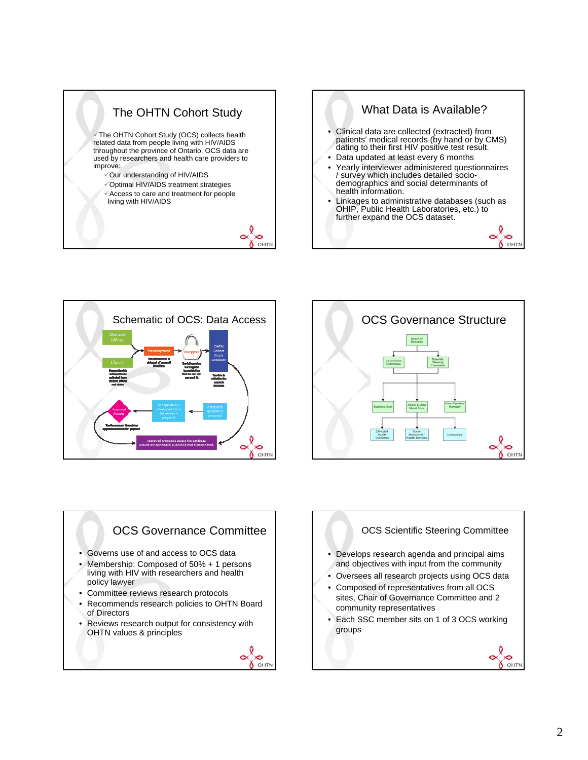## The OHTN Cohort Study

✓The OHTN Cohort Study (OCS) collects health related data from people living with HIV/AIDS throughout the province of Ontario. OCS data are used by researchers and health care providers to improve:

- ✓Our understanding of HIV/AIDS
- ✓Optimal HIV/AIDS treatment strategies
- ✓Access to care and treatment for people living with HIV/AIDS

## What Data is Available?

- Clinical data are collected (extracted) from patients' medical records (by hand or by CMS) dating to their first HIV positive test result.
- Data updated at least every 6 months
- Yearly interviewer administered questionnaires / survey which includes detailed socio-demographics and social determinants of health information.
- Linkages to administrative databases (such as OHIP, Public Health Laboratories, etc.) to further expand the OCS dataset.

## Schematic of OCS: Data Access

Doctors' offices → Pseudonymized → Encrypted → OHTN Cohort Study Database

Clinics

A research question is proposed. → The question is developed into a full research proposal. → Approval Process

Approved proposals access the database. Results are generated, published and disseminated.

## OCS Governance Structure

- Board of Directors
  - Governance Committee
  - Scientific Steering Committee
    - Statistics Core
    - Admin & Data Mgmt Core
    - Data Systems Manager
      - Clinical & Health Outcomes
      - Socio-Behavioral / Health Services
      - Genotyping

## OCS Governance Committee

- Governs use of and access to OCS data
- Membership: Composed of 50% + 1 persons living with HIV with researchers and health policy lawyer
- Committee reviews research protocols
- Recommends research policies to OHTN Board of Directors
- Reviews research output for consistency with OHTN values & principles

## OCS Scientific Steering Committee

- Develops research agenda and principal aims and objectives with input from the community
- Oversees all research projects using OCS data
- Composed of representatives from all OCS sites, Chair of Governance Committee and 2 community representatives
- Each SSC member sits on 1 of 3 OCS working groups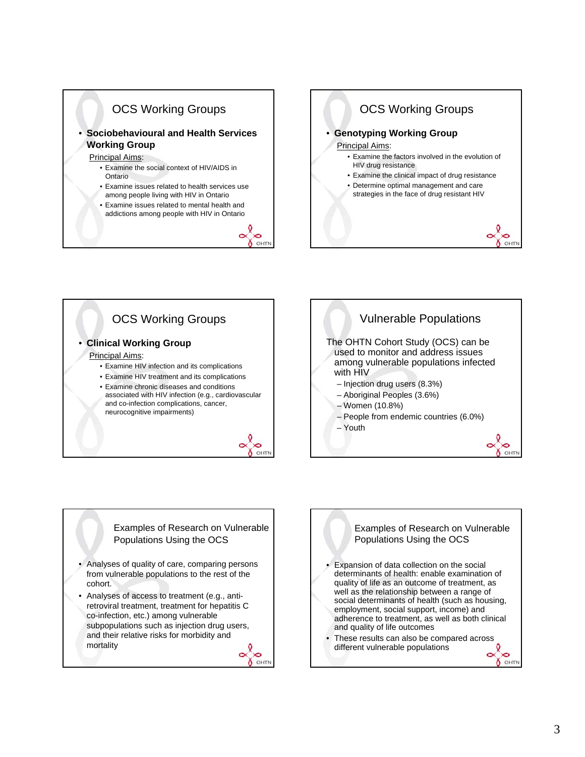## OCS Working Groups

- **Sociobehavioural and Health Services Working Group**

  Principal Aims:
  - Examine the social context of HIV/AIDS in Ontario
  - Examine issues related to health services use among people living with HIV in Ontario
  - Examine issues related to mental health and addictions among people with HIV in Ontario

## OCS Working Groups

- **Genotyping Working Group**

  Principal Aims:
  - Examine the factors involved in the evolution of HIV drug resistance
  - Examine the clinical impact of drug resistance
  - Determine optimal management and care strategies in the face of drug resistant HIV

## OCS Working Groups

- **Clinical Working Group**

  Principal Aims:
  - Examine HIV infection and its complications
  - Examine HIV treatment and its complications
  - Examine chronic diseases and conditions associated with HIV infection (e.g., cardiovascular and co-infection complications, cancer, neurocognitive impairments)

## Vulnerable Populations

The OHTN Cohort Study (OCS) can be used to monitor and address issues among vulnerable populations infected with HIV

- Injection drug users (8.3%)
- Aboriginal Peoples (3.6%)
- Women (10.8%)
- People from endemic countries (6.0%)
- Youth

## Examples of Research on Vulnerable Populations Using the OCS

- Analyses of quality of care, comparing persons from vulnerable populations to the rest of the cohort.
- Analyses of access to treatment (e.g., anti-retroviral treatment, treatment for hepatitis C co-infection, etc.) among vulnerable subpopulations such as injection drug users, and their relative risks for morbidity and mortality

## Examples of Research on Vulnerable Populations Using the OCS

- Expansion of data collection on the social determinants of health: enable examination of quality of life as an outcome of treatment, as well as the relationship between a range of social determinants of health (such as housing, employment, social support, income) and adherence to treatment, as well as both clinical and quality of life outcomes
- These results can also be compared across different vulnerable populations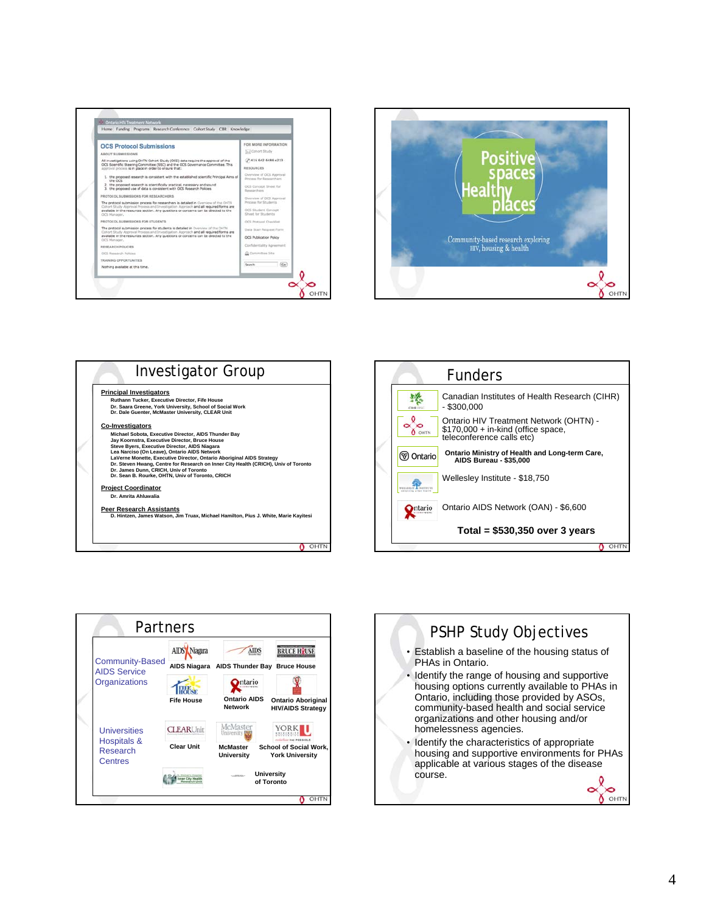## OCS Protocol Submissions

ABOUT SUBMISSIONS

All investigations using OHTN Cohort Study (OCS) data require the approval of the OCS Scientific Steering Committee (SSC) and the OCS Governance Committee. This approval process is in place in order to ensure that:

1. the proposed research is consistent with the established scientific Principal Aims of the OCS
2. the proposed research is scientifically practical, necessary and sound
3. the proposed use of data is consistent with OCS Research Policies

PROTOCOL SUBMISSIONS FOR RESEARCHERS

PROTOCOL SUBMISSIONS FOR STUDENTS

RESEARCH POLICIES

TRAINING OPPORTUNITIES

Nothing available at this time.

---

Positive spaces Healthy places

Community-based research exploring HIV, housing & health

---

## Investigator Group

**Principal Investigators**

- Ruthann Tucker, Executive Director, Fife House
- Dr. Saara Greene, York University, School of Social Work
- Dr. Dale Guenter, McMaster University, CLEAR Unit

**Co-Investigators**

- Michael Sobota, Executive Director, AIDS Thunder Bay
- Jay Koornstra, Executive Director, Bruce House
- Steve Byers, Executive Director, AIDS Niagara
- Lea Narciso (On Leave), Ontario AIDS Network
- LaVerne Monette, Executive Director, Ontario Aboriginal AIDS Strategy
- Dr. Steven Hwang, Centre for Research on Inner City Health (CRICH), Univ of Toronto
- Dr. James Dunn, CRICH, Univ of Toronto
- Dr. Sean B. Rourke, OHTN, Univ of Toronto, CRICH

**Project Coordinator**

- Dr. Amrita Ahluwalia

**Peer Research Assistants**

- D. Hintzen, James Watson, Jim Truax, Michael Hamilton, Pius J. White, Marie Kayitesi

---

## Funders

- Canadian Institutes of Health Research (CIHR) - $300,000
- Ontario HIV Treatment Network (OHTN) - $170,000 + in-kind (office space, teleconference calls etc)
- **Ontario Ministry of Health and Long-term Care, AIDS Bureau - $35,000**
- Wellesley Institute - $18,750
- Ontario AIDS Network (OAN) - $6,600

**Total = $530,350 over 3 years**

---

## Partners

**Community-Based AIDS Service Organizations**

- AIDS Niagara
- AIDS Thunder Bay
- Bruce House
- Fife House
- Ontario AIDS Network
- Ontario Aboriginal HIV/AIDS Strategy

**Universities Hospitals & Research Centres**

- Clear Unit
- McMaster University
- School of Social Work, York University
- University of Toronto

---

## PSHP Study Objectives

- Establish a baseline of the housing status of PHAs in Ontario.
- Identify the range of housing and supportive housing options currently available to PHAs in Ontario, including those provided by ASOs, community-based health and social service organizations and other housing and/or homelessness agencies.
- Identify the characteristics of appropriate housing and supportive environments for PHAs applicable at various stages of the disease course.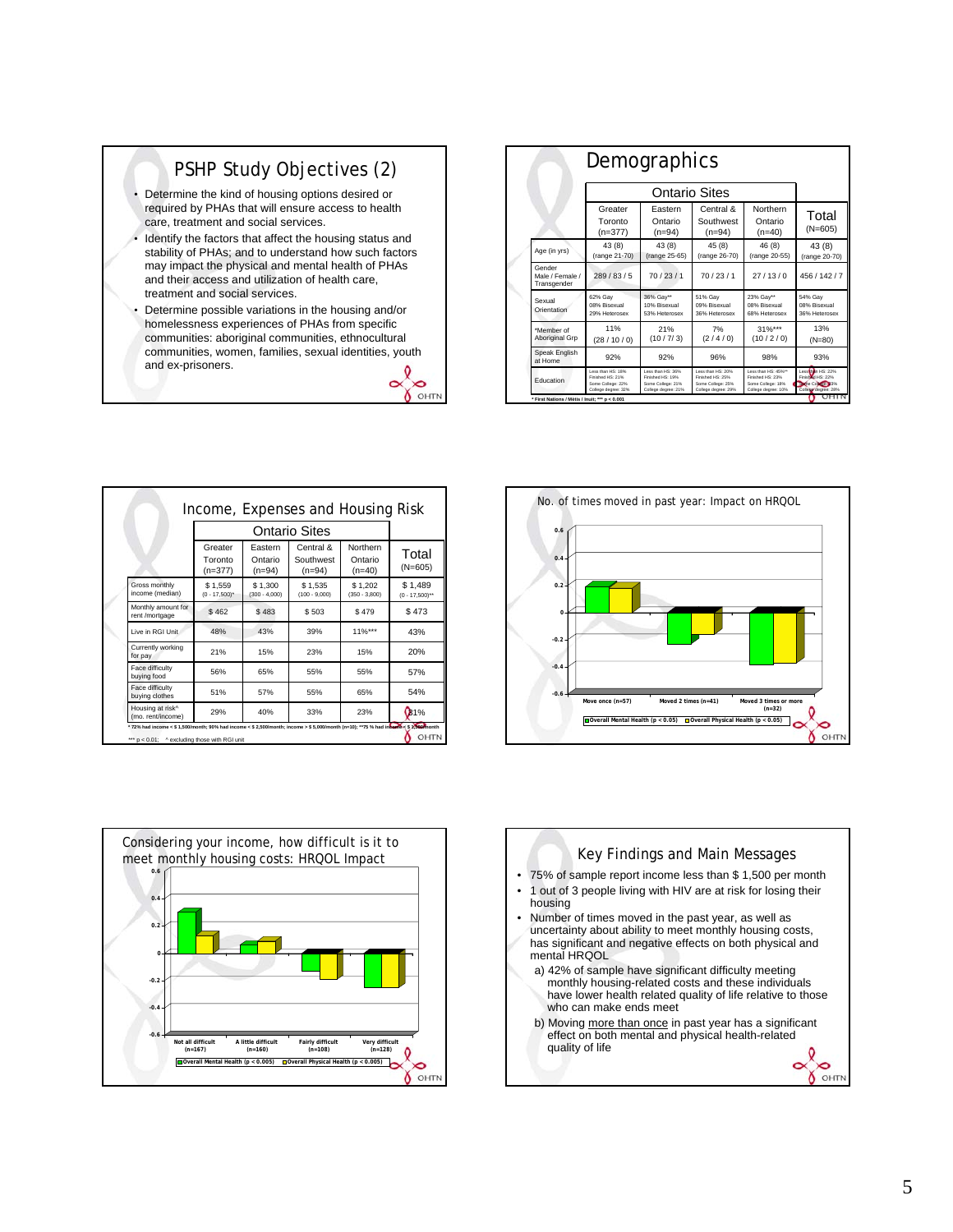## PSHP Study Objectives (2)

- Determine the kind of housing options desired or required by PHAs that will ensure access to health care, treatment and social services.
- Identify the factors that affect the housing status and stability of PHAs; and to understand how such factors may impact the physical and mental health of PHAs and their access and utilization of health care, treatment and social services.
- Determine possible variations in the housing and/or homelessness experiences of PHAs from specific communities: aboriginal communities, ethnocultural communities, women, families, sexual identities, youth and ex-prisoners.

## Demographics

| | Ontario Sites | | | | |
|---|---|---|---|---|---|
| | Greater Toronto (n=377) | Eastern Ontario (n=94) | Central & Southwest (n=94) | Northern Ontario (n=40) | Total (N=605) |
| Age (in yrs) | 43 (8) (range 21-70) | 43 (8) (range 25-65) | 45 (8) (range 26-70) | 46 (8) (range 20-55) | 43 (8) (range 20-70) |
| Gender Male / Female / Transgender | 289 / 83 / 5 | 70 / 23 / 1 | 70 / 23 / 1 | 27 / 13 / 0 | 456 / 142 / 7 |
| Sexual Orientation | 62% Gay 08% Bisexual 29% Heterosex | 36% Gay** 10% Bisexual 53% Heterosex | 51% Gay 09% Bisexual 36% Heterosex | 23% Gay** 08% Bisexual 68% Heterosex | 54% Gay 08% Bisexual 36% Heterosex |
| *Member of Aboriginal Grp | 11% (28 / 10 / 0) | 21% (10 / 7/ 3) | 7% (2 / 4 / 0) | 31%*** (10 / 2 / 0) | 13% (N=80) |
| Speak English at Home | 92% | 92% | 96% | 98% | 93% |
| Education | Less than HS: 18% Finished HS: 21% Some College: 22% College degree: 32% | Less than HS: 36% Finished HS: 19% Some College: 21% College degree: 21% | Less than HS: 20% Finished HS: 25% Some College: 25% College degree: 29% | Less than HS: 45%** Finished HS: 23% Some College: 18% College degree: 10% | Less than HS: 22% Finished HS: 22% Some College: 23% College degree: 29% |

\* First Nations / Métis / Inuit; *** p < 0.001

## Income, Expenses and Housing Risk

| | Ontario Sites | | | | |
|---|---|---|---|---|---|
| | Greater Toronto (n=377) | Eastern Ontario (n=94) | Central & Southwest (n=94) | Northern Ontario (n=40) | Total (N=605) |
| Gross monthly income (median) | $ 1,559 (0 - 17,500)* | $ 1,300 (300 - 4,000) | $ 1,535 (100 - 9,000) | $ 1,202 (350 - 3,800) | $ 1,489 (0 - 17,500)** |
| Monthly amount for rent /mortgage | $ 462 | $ 483 | $ 503 | $ 479 | $ 473 |
| Live in RGI Unit | 48% | 43% | 39% | 11%*** | 43% |
| Currently working for pay | 21% | 15% | 23% | 15% | 20% |
| Face difficulty buying food | 56% | 65% | 55% | 55% | 57% |
| Face difficulty buying clothes | 51% | 57% | 55% | 65% | 54% |
| Housing at risk^ (mo. rent/income) | 29% | 40% | 33% | 23% | 31% |

\* 72% had income < $ 1,500/month; 90% had income < $ 2,500/month; income > $ 5,000/month (n=10); **75 % had income < $ 1,500/month

*** p < 0.01; ^ excluding those with RGI unit

## No. of times moved in past year: Impact on HRQOL

Move once (n=57) | Moved 2 times (n=41) | Moved 3 times or more (n=32)

Overall Mental Health (p < 0.05) | Overall Physical Health (p < 0.05)

## Considering your income, how difficult is it to meet monthly housing costs: HRQOL Impact

Not all difficult (n=167) | A little difficult (n=160) | Fairly difficult (n=108) | Very difficult (n=128)

Overall Mental Health (p < 0.005) | Overall Physical Health (p < 0.005)

## Key Findings and Main Messages

- 75% of sample report income less than $ 1,500 per month
- 1 out of 3 people living with HIV are at risk for losing their housing
- Number of times moved in the past year, as well as uncertainty about ability to meet monthly housing costs, has significant and negative effects on both physical and mental HRQOL
  a) 42% of sample have significant difficulty meeting monthly housing-related costs and these individuals have lower health related quality of life relative to those who can make ends meet
  b) Moving more than once in past year has a significant effect on both mental and physical health-related quality of life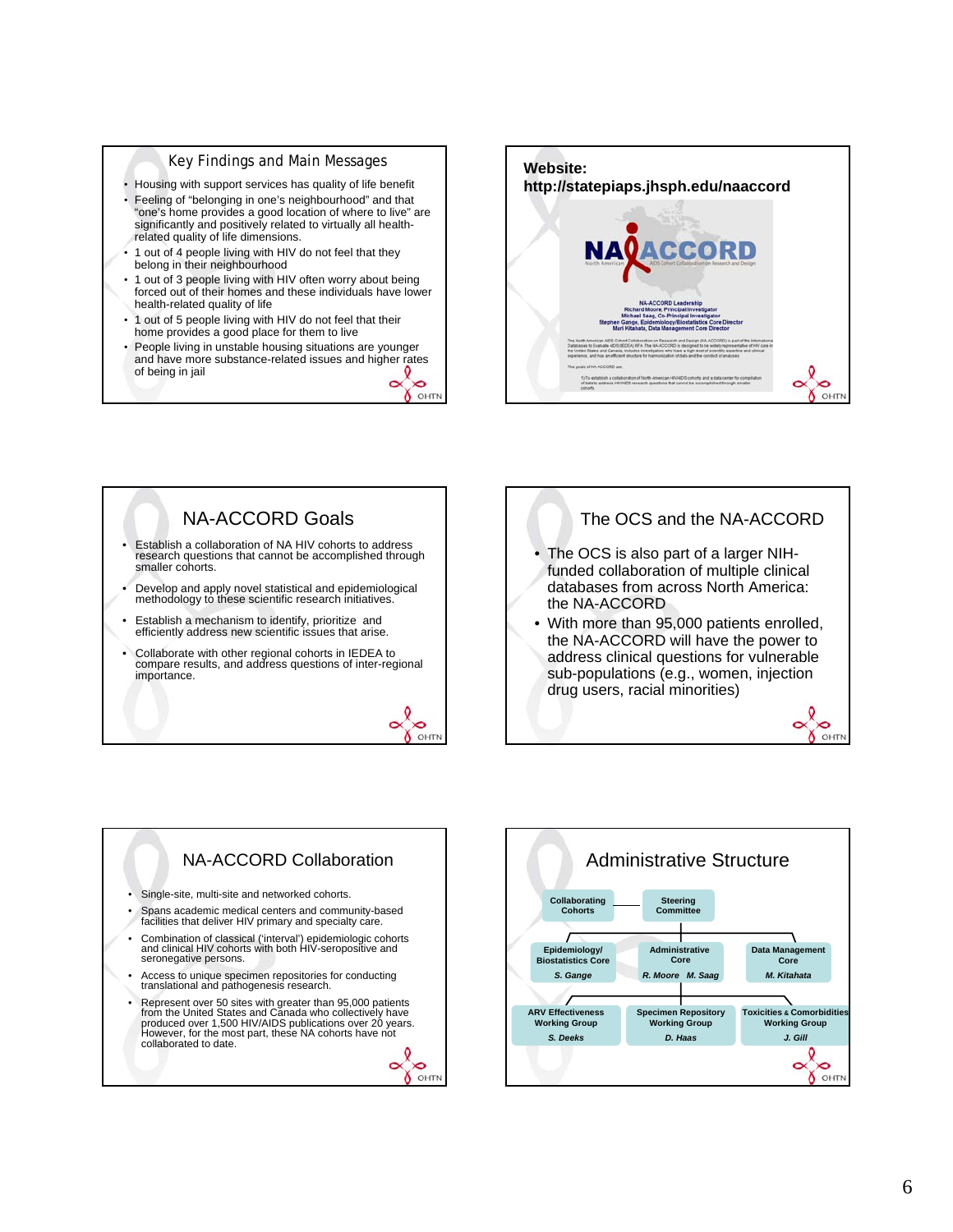## Key Findings and Main Messages

- Housing with support services has quality of life benefit
- Feeling of "belonging in one's neighbourhood" and that "one's home provides a good location of where to live" are significantly and positively related to virtually all health-related quality of life dimensions.
- 1 out of 4 people living with HIV do not feel that they belong in their neighbourhood
- 1 out of 3 people living with HIV often worry about being forced out of their homes and these individuals have lower health-related quality of life
- 1 out of 5 people living with HIV do not feel that their home provides a good place for them to live
- People living in unstable housing situations are younger and have more substance-related issues and higher rates of being in jail

## Website:

**http://statepiaps.jhsph.edu/naaccord**

NA-ACCORD
North American AIDS Cohort Collaboration on Research and Design

NA-ACCORD Leadership
Richard Moore, Principal Investigator
Michael Saag, Co-Principal Investigator
Stephen Gange, Epidemiology/Biostatistics Core Director
Mari Kitahata, Data Management Core Director

## NA-ACCORD Goals

- Establish a collaboration of NA HIV cohorts to address research questions that cannot be accomplished through smaller cohorts.
- Develop and apply novel statistical and epidemiological methodology to these scientific research initiatives.
- Establish a mechanism to identify, prioritize and efficiently address new scientific issues that arise.
- Collaborate with other regional cohorts in IEDEA to compare results, and address questions of inter-regional importance.

## The OCS and the NA-ACCORD

- The OCS is also part of a larger NIH-funded collaboration of multiple clinical databases from across North America: the NA-ACCORD
- With more than 95,000 patients enrolled, the NA-ACCORD will have the power to address clinical questions for vulnerable sub-populations (e.g., women, injection drug users, racial minorities)

## NA-ACCORD Collaboration

- Single-site, multi-site and networked cohorts.
- Spans academic medical centers and community-based facilities that deliver HIV primary and specialty care.
- Combination of classical ('interval') epidemiologic cohorts and clinical HIV cohorts with both HIV-seropositive and seronegative persons.
- Access to unique specimen repositories for conducting translational and pathogenesis research.
- Represent over 50 sites with greater than 95,000 patients from the United States and Canada who collectively have produced over 1,500 HIV/AIDS publications over 20 years. However, for the most part, these NA cohorts have not collaborated to date.

## Administrative Structure

- Collaborating Cohorts — Steering Committee
  - Epidemiology/ Biostatistics Core — *S. Gange*
  - Administrative Core — *R. Moore M. Saag*
  - Data Management Core — *M. Kitahata*
    - ARV Effectiveness Working Group — *S. Deeks*
    - Specimen Repository Working Group — *D. Haas*
    - Toxicities & Comorbidities Working Group — *J. Gill*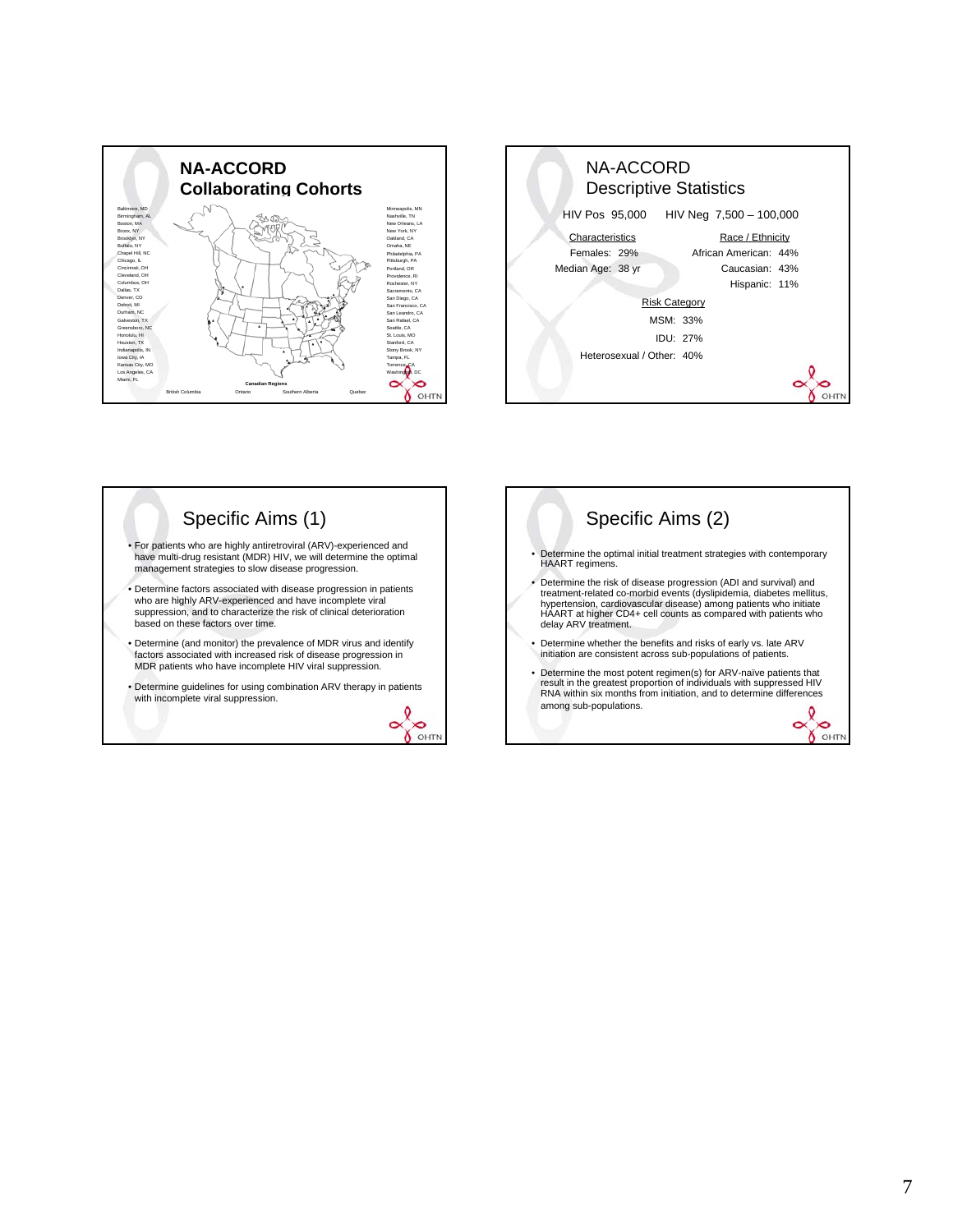## NA-ACCORD Collaborating Cohorts

Baltimore, MD
Birmingham, AL
Boston, MA
Bronx, NY
Brooklyn, NY
Buffalo, NY
Chapel Hill, NC
Chicago, IL
Cincinnati, OH
Cleveland, OH
Columbus, OH
Dallas, TX
Denver, CO
Detroit, MI
Durham, NC
Galveston, TX
Greensboro, NC
Honolulu, HI
Houston, TX
Indianapolis, IN
Iowa City, IA
Kansas City, MO
Los Angeles, CA
Miami, FL

Minneapolis, MN
Nashville, TN
New Orleans, LA
New York, NY
Oakland, CA
Omaha, NE
Philadelphia, PA
Pittsburgh, PA
Portland, OR
Providence, RI
Rochester, NY
Sacramento, CA
San Diego, CA
San Francisco, CA
San Leandro, CA
San Rafael, CA
Seattle, CA
St. Louis, MO
Stanford, CA
Stony Brook, NY
Tampa, FL
Torrance, CA
Washington, DC

Canadian Regions

British Columbia
Ontario
Southern Alberta
Quebec

## NA-ACCORD Descriptive Statistics

HIV Pos 95,000 HIV Neg 7,500 – 100,000

Characteristics

Females: 29%
Median Age: 38 yr

Race / Ethnicity

African American: 44%
Caucasian: 43%
Hispanic: 11%

Risk Category

MSM: 33%
IDU: 27%
Heterosexual / Other: 40%

## Specific Aims (1)

- For patients who are highly antiretroviral (ARV)-experienced and have multi-drug resistant (MDR) HIV, we will determine the optimal management strategies to slow disease progression.
- Determine factors associated with disease progression in patients who are highly ARV-experienced and have incomplete viral suppression, and to characterize the risk of clinical deterioration based on these factors over time.
- Determine (and monitor) the prevalence of MDR virus and identify factors associated with increased risk of disease progression in MDR patients who have incomplete HIV viral suppression.
- Determine guidelines for using combination ARV therapy in patients with incomplete viral suppression.

## Specific Aims (2)

- Determine the optimal initial treatment strategies with contemporary HAART regimens.
- Determine the risk of disease progression (ADI and survival) and treatment-related co-morbid events (dyslipidemia, diabetes mellitus, hypertension, cardiovascular disease) among patients who initiate HAART at higher CD4+ cell counts as compared with patients who delay ARV treatment.
- Determine whether the benefits and risks of early vs. late ARV initiation are consistent across sub-populations of patients.
- Determine the most potent regimen(s) for ARV-naïve patients that result in the greatest proportion of individuals with suppressed HIV RNA within six months from initiation, and to determine differences among sub-populations.